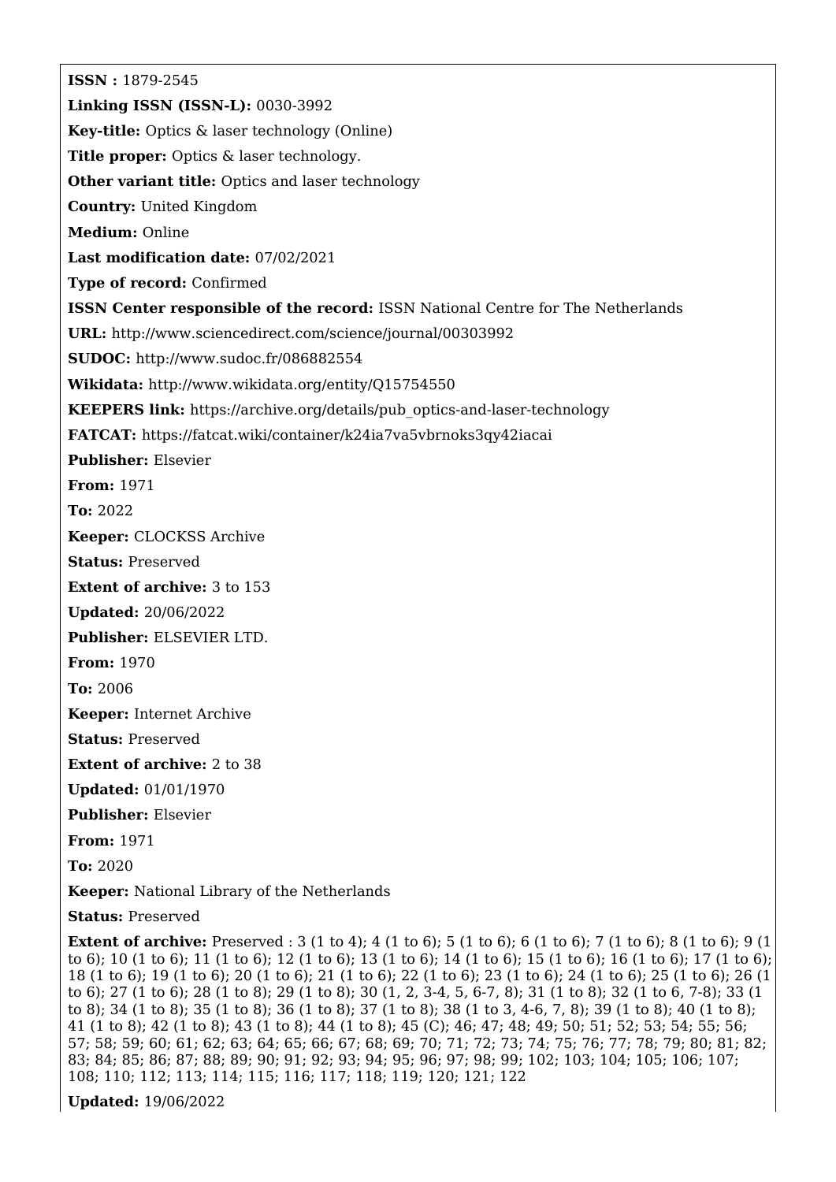**ISSN :** 1879-2545

**Linking ISSN (ISSN-L):** 0030-3992

**Key-title:** Optics & laser technology (Online)

**Title proper:** Optics & laser technology.

**Other variant title:** Optics and laser technology

**Country:** United Kingdom

**Medium:** Online

**Last modification date:** 07/02/2021

**Type of record:** Confirmed

**ISSN Center responsible of the record:** ISSN National Centre for The Netherlands

**URL:** http://www.sciencedirect.com/science/journal/00303992

**SUDOC:** http://www.sudoc.fr/086882554

**Wikidata:** http://www.wikidata.org/entity/Q15754550

**KEEPERS link:** https://archive.org/details/pub_optics-and-laser-technology

**FATCAT:** https://fatcat.wiki/container/k24ia7va5vbrnoks3qy42iacai

**Publisher:** Elsevier

**From:** 1971

**To:** 2022

**Keeper:** CLOCKSS Archive

**Status:** Preserved

**Extent of archive:** 3 to 153

**Updated:** 20/06/2022

**Publisher:** ELSEVIER LTD.

**From:** 1970

**To:** 2006

**Keeper:** Internet Archive

**Status:** Preserved

**Extent of archive:** 2 to 38

**Updated:** 01/01/1970

**Publisher:** Elsevier

**From:** 1971

**To:** 2020

**Keeper:** National Library of the Netherlands

**Status:** Preserved

**Extent of archive:** Preserved : 3 (1 to 4); 4 (1 to 6); 5 (1 to 6); 6 (1 to 6); 7 (1 to 6); 8 (1 to 6); 9 (1 to 6); 10 (1 to 6); 11 (1 to 6); 12 (1 to 6); 13 (1 to 6); 14 (1 to 6); 15 (1 to 6); 16 (1 to 6); 17 (1 to 6); 18 (1 to 6); 19 (1 to 6); 20 (1 to 6); 21 (1 to 6); 22 (1 to 6); 23 (1 to 6); 24 (1 to 6); 25 (1 to 6); 26 (1 to 6); 27 (1 to 6); 28 (1 to 8); 29 (1 to 8); 30 (1, 2, 3-4, 5, 6-7, 8); 31 (1 to 8); 32 (1 to 6, 7-8); 33 (1 to 8); 34 (1 to 8); 35 (1 to 8); 36 (1 to 8); 37 (1 to 8); 38 (1 to 3, 4-6, 7, 8); 39 (1 to 8); 40 (1 to 8); 41 (1 to 8); 42 (1 to 8); 43 (1 to 8); 44 (1 to 8); 45 (C); 46; 47; 48; 49; 50; 51; 52; 53; 54; 55; 56; 57; 58; 59; 60; 61; 62; 63; 64; 65; 66; 67; 68; 69; 70; 71; 72; 73; 74; 75; 76; 77; 78; 79; 80; 81; 82; 83; 84; 85; 86; 87; 88; 89; 90; 91; 92; 93; 94; 95; 96; 97; 98; 99; 102; 103; 104; 105; 106; 107; 108; 110; 112; 113; 114; 115; 116; 117; 118; 119; 120; 121; 122

**Updated:** 19/06/2022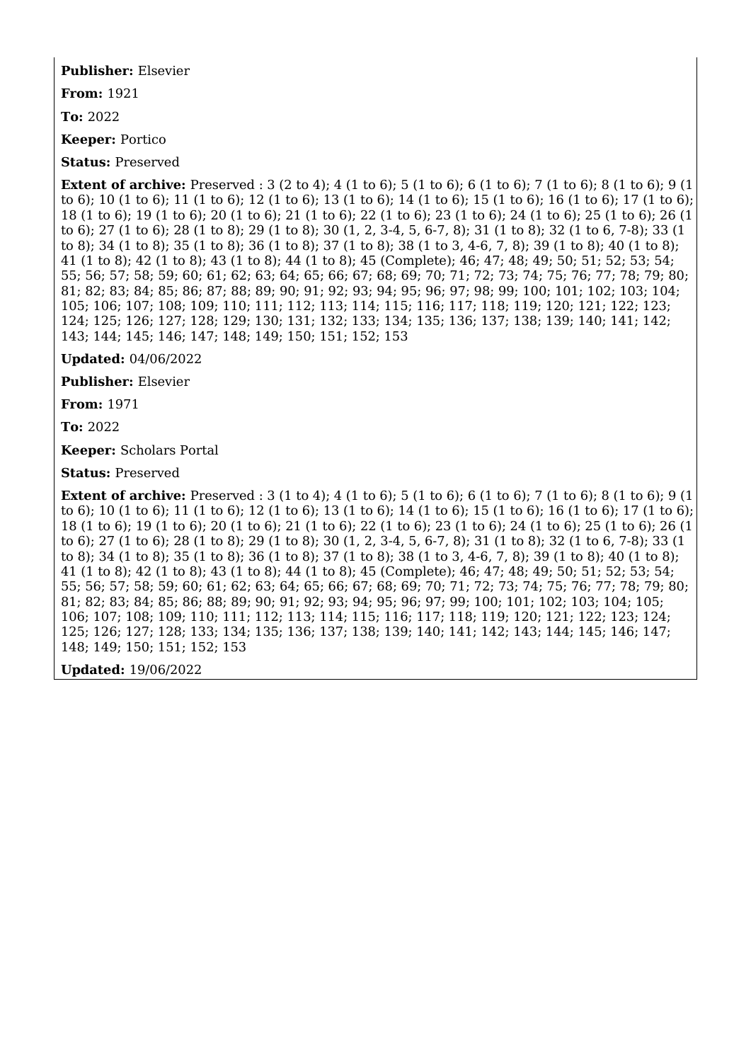**Publisher:** Elsevier

**From:** 1921

**To:** 2022

**Keeper:** Portico

**Status:** Preserved

**Extent of archive:** Preserved : 3 (2 to 4); 4 (1 to 6); 5 (1 to 6); 6 (1 to 6); 7 (1 to 6); 8 (1 to 6); 9 (1 to 6); 10 (1 to 6); 11 (1 to 6); 12 (1 to 6); 13 (1 to 6); 14 (1 to 6); 15 (1 to 6); 16 (1 to 6); 17 (1 to 6); 18 (1 to 6); 19 (1 to 6); 20 (1 to 6); 21 (1 to 6); 22 (1 to 6); 23 (1 to 6); 24 (1 to 6); 25 (1 to 6); 26 (1 to 6); 27 (1 to 6); 28 (1 to 8); 29 (1 to 8); 30 (1, 2, 3-4, 5, 6-7, 8); 31 (1 to 8); 32 (1 to 6, 7-8); 33 (1 to 8); 34 (1 to 8); 35 (1 to 8); 36 (1 to 8); 37 (1 to 8); 38 (1 to 3, 4-6, 7, 8); 39 (1 to 8); 40 (1 to 8); 41 (1 to 8); 42 (1 to 8); 43 (1 to 8); 44 (1 to 8); 45 (Complete); 46; 47; 48; 49; 50; 51; 52; 53; 54; 55; 56; 57; 58; 59; 60; 61; 62; 63; 64; 65; 66; 67; 68; 69; 70; 71; 72; 73; 74; 75; 76; 77; 78; 79; 80; 81; 82; 83; 84; 85; 86; 87; 88; 89; 90; 91; 92; 93; 94; 95; 96; 97; 98; 99; 100; 101; 102; 103; 104; 105; 106; 107; 108; 109; 110; 111; 112; 113; 114; 115; 116; 117; 118; 119; 120; 121; 122; 123; 124; 125; 126; 127; 128; 129; 130; 131; 132; 133; 134; 135; 136; 137; 138; 139; 140; 141; 142; 143; 144; 145; 146; 147; 148; 149; 150; 151; 152; 153

**Updated:** 04/06/2022

**Publisher:** Elsevier

**From:** 1971

**To:** 2022

**Keeper:** Scholars Portal

**Status:** Preserved

**Extent of archive:** Preserved : 3 (1 to 4); 4 (1 to 6); 5 (1 to 6); 6 (1 to 6); 7 (1 to 6); 8 (1 to 6); 9 (1 to 6); 10 (1 to 6); 11 (1 to 6); 12 (1 to 6); 13 (1 to 6); 14 (1 to 6); 15 (1 to 6); 16 (1 to 6); 17 (1 to 6); 18 (1 to 6); 19 (1 to 6); 20 (1 to 6); 21 (1 to 6); 22 (1 to 6); 23 (1 to 6); 24 (1 to 6); 25 (1 to 6); 26 (1 to 6); 27 (1 to 6); 28 (1 to 8); 29 (1 to 8); 30 (1, 2, 3-4, 5, 6-7, 8); 31 (1 to 8); 32 (1 to 6, 7-8); 33 (1 to 8); 34 (1 to 8); 35 (1 to 8); 36 (1 to 8); 37 (1 to 8); 38 (1 to 3, 4-6, 7, 8); 39 (1 to 8); 40 (1 to 8); 41 (1 to 8); 42 (1 to 8); 43 (1 to 8); 44 (1 to 8); 45 (Complete); 46; 47; 48; 49; 50; 51; 52; 53; 54; 55; 56; 57; 58; 59; 60; 61; 62; 63; 64; 65; 66; 67; 68; 69; 70; 71; 72; 73; 74; 75; 76; 77; 78; 79; 80; 81; 82; 83; 84; 85; 86; 88; 89; 90; 91; 92; 93; 94; 95; 96; 97; 99; 100; 101; 102; 103; 104; 105; 106; 107; 108; 109; 110; 111; 112; 113; 114; 115; 116; 117; 118; 119; 120; 121; 122; 123; 124; 125; 126; 127; 128; 133; 134; 135; 136; 137; 138; 139; 140; 141; 142; 143; 144; 145; 146; 147; 148; 149; 150; 151; 152; 153

**Updated:** 19/06/2022